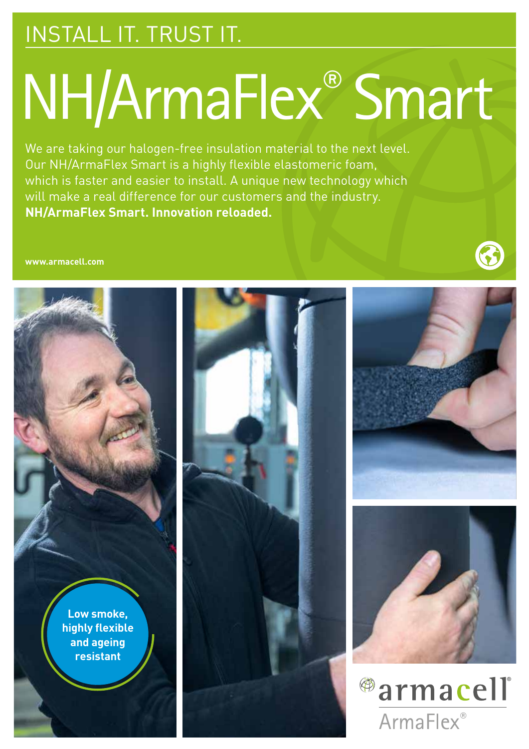INSTALL IT. TRUST IT.

# NH/ArmaFlex® Smart

We are taking our halogen-free insulation material to the next level. Our NH/ArmaFlex Smart is a highly flexible elastomeric foam, which is faster and easier to install. A unique new technology which will make a real difference for our customers and the industry.
**NH/ArmaFlex Smart. Innovation reloaded.**

**www.armacell.com**

**Low smoke, highly flexible and ageing resistant**

armacell

ArmaFlex®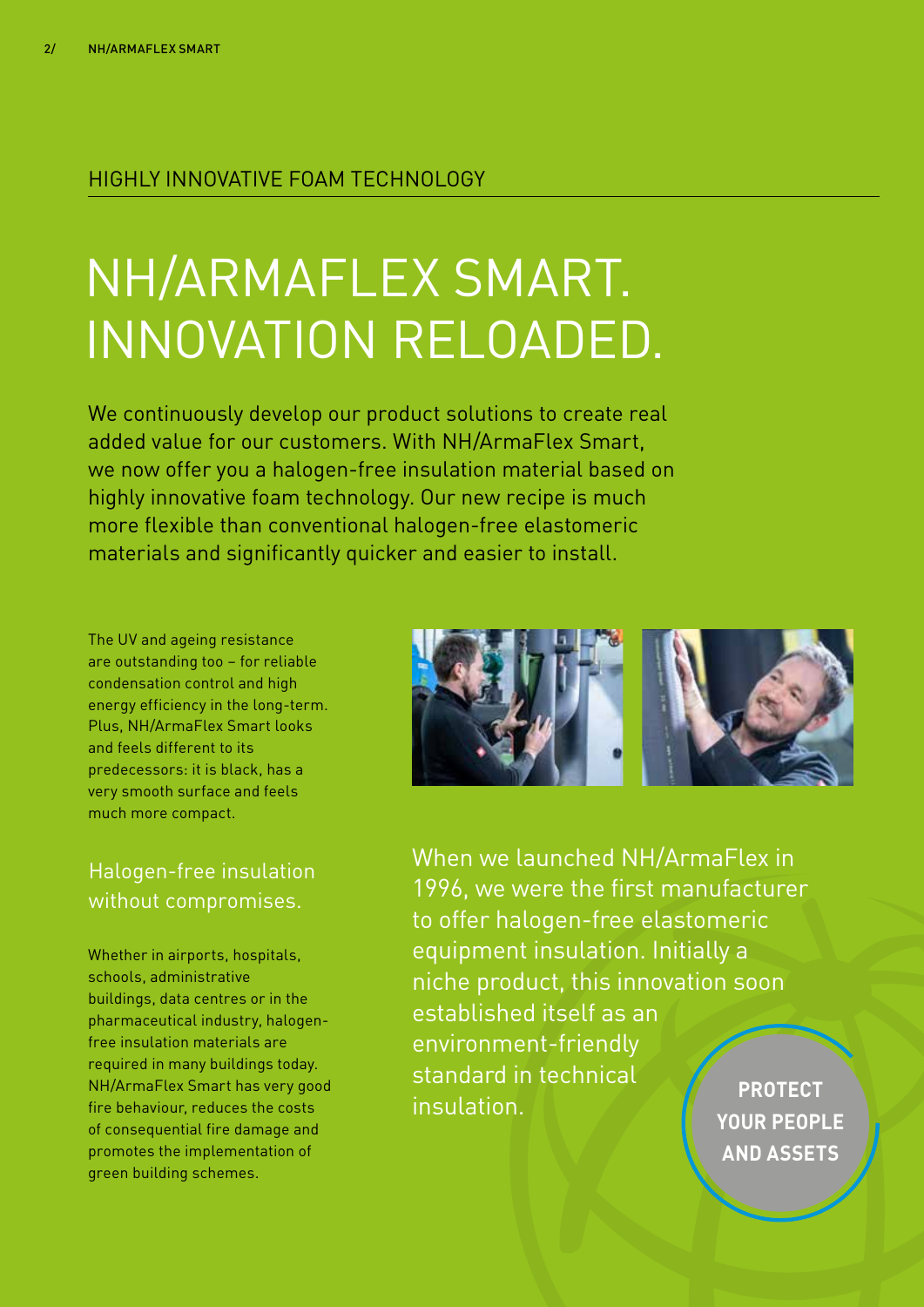HIGHLY INNOVATIVE FOAM TECHNOLOGY

# NH/ARMAFLEX SMART. INNOVATION RELOADED.

We continuously develop our product solutions to create real added value for our customers. With NH/ArmaFlex Smart, we now offer you a halogen-free insulation material based on highly innovative foam technology. Our new recipe is much more flexible than conventional halogen-free elastomeric materials and significantly quicker and easier to install.

The UV and ageing resistance are outstanding too – for reliable condensation control and high energy efficiency in the long-term. Plus, NH/ArmaFlex Smart looks and feels different to its predecessors: it is black, has a very smooth surface and feels much more compact.

## Halogen-free insulation without compromises.

Whether in airports, hospitals, schools, administrative buildings, data centres or in the pharmaceutical industry, halogen-free insulation materials are required in many buildings today. NH/ArmaFlex Smart has very good fire behaviour, reduces the costs of consequential fire damage and promotes the implementation of green building schemes.

When we launched NH/ArmaFlex in 1996, we were the first manufacturer to offer halogen-free elastomeric equipment insulation. Initially a niche product, this innovation soon established itself as an environment-friendly standard in technical insulation.

**PROTECT YOUR PEOPLE AND ASSETS**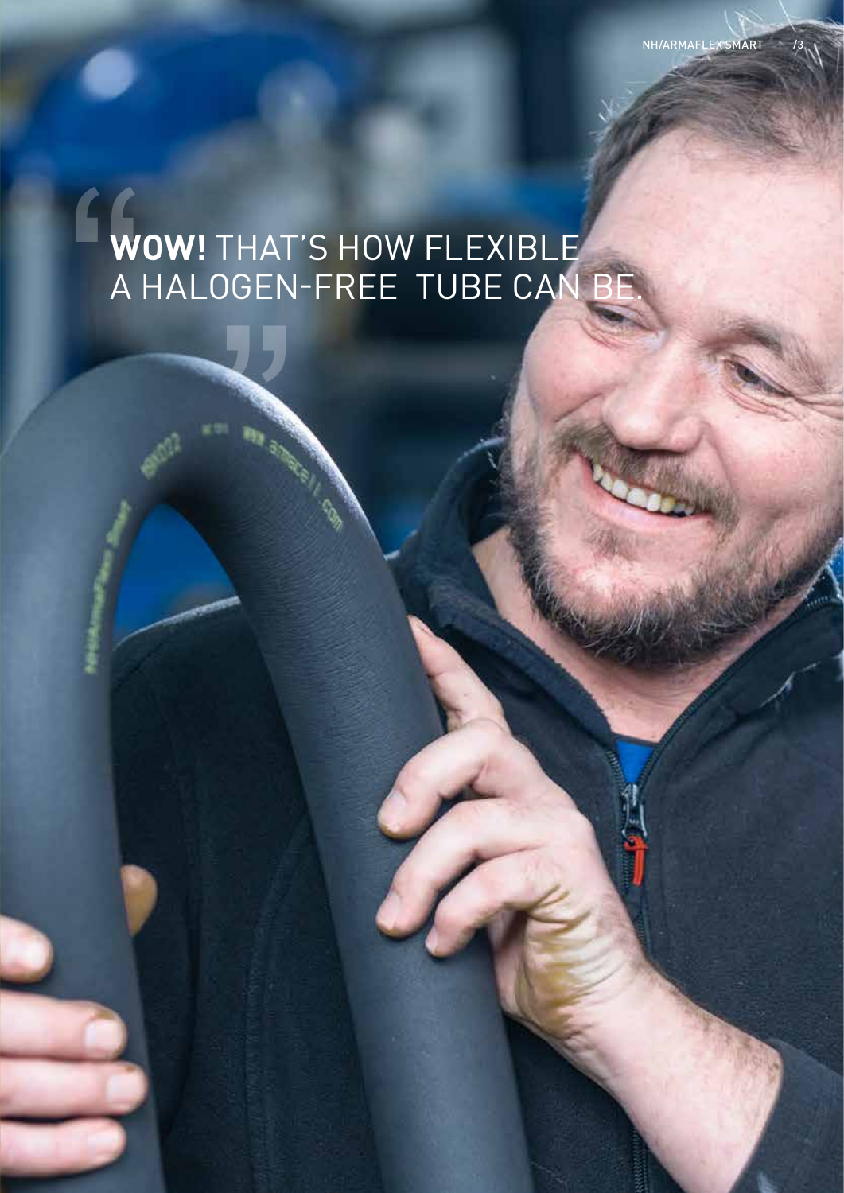"**WOW!** THAT'S HOW FLEXIBLE A HALOGEN-FREE TUBE CAN BE."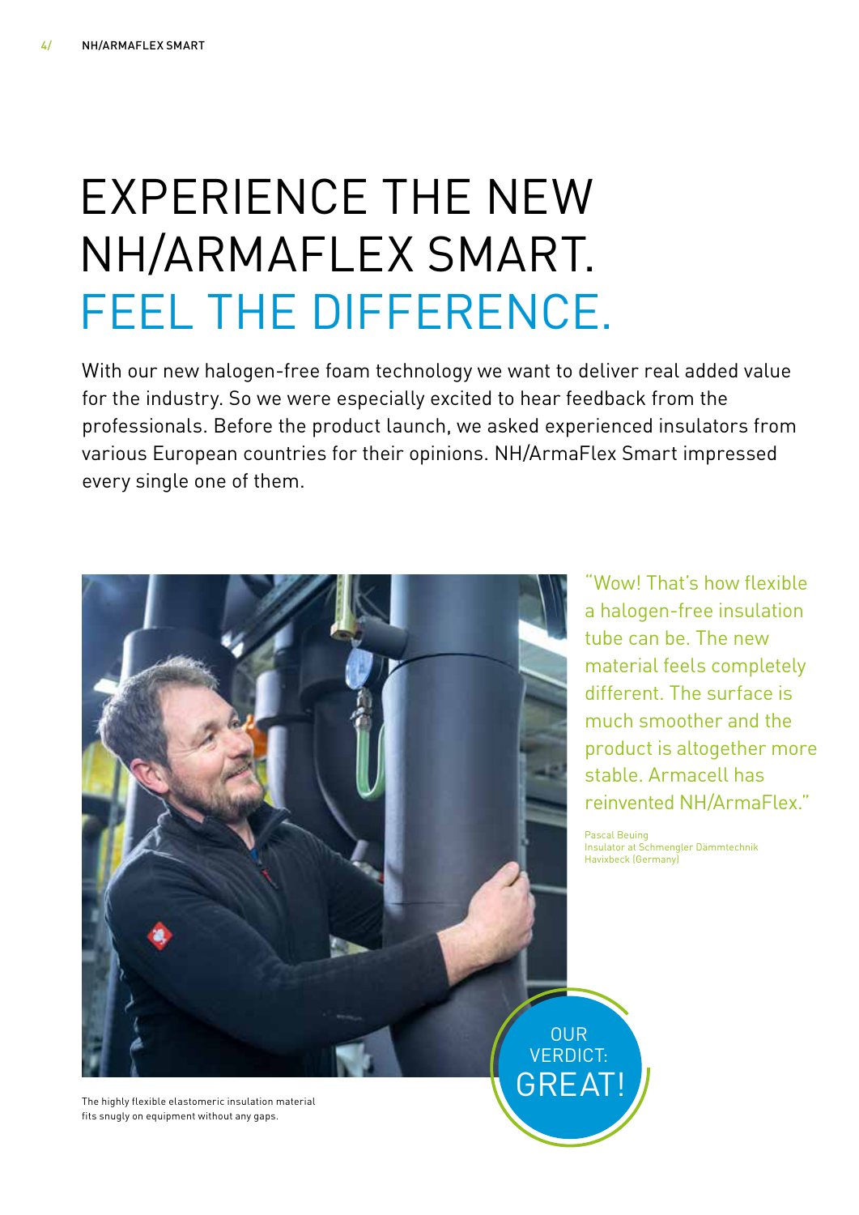# EXPERIENCE THE NEW NH/ARMAFLEX SMART. FEEL THE DIFFERENCE.

With our new halogen-free foam technology we want to deliver real added value for the industry. So we were especially excited to hear feedback from the professionals. Before the product launch, we asked experienced insulators from various European countries for their opinions. NH/ArmaFlex Smart impressed every single one of them.

"Wow! That's how flexible a halogen-free insulation tube can be. The new material feels completely different. The surface is much smoother and the product is altogether more stable. Armacell has reinvented NH/ArmaFlex."

Pascal Beuing
Insulator at Schmengler Dämmtechnik
Havixbeck (Germany)

The highly flexible elastomeric insulation material fits snugly on equipment without any gaps.

OUR VERDICT: GREAT!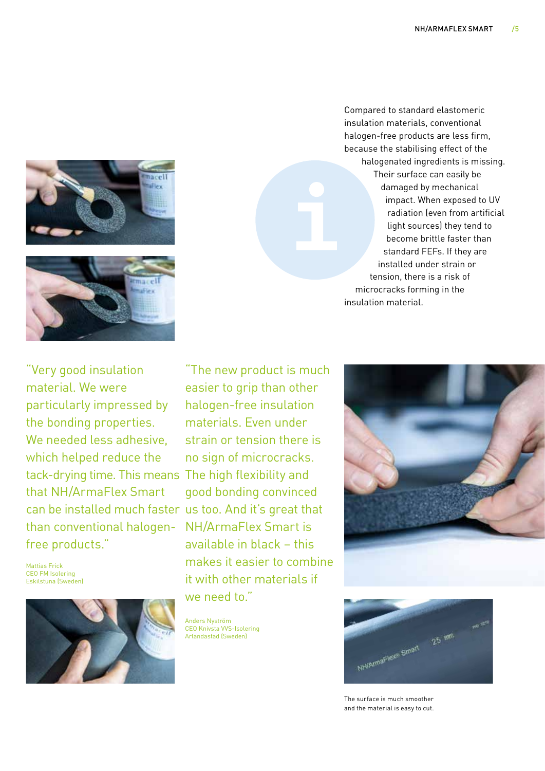Compared to standard elastomeric insulation materials, conventional halogen-free products are less firm, because the stabilising effect of the halogenated ingredients is missing. Their surface can easily be damaged by mechanical impact. When exposed to UV radiation (even from artificial light sources) they tend to become brittle faster than standard FEFs. If they are installed under strain or tension, there is a risk of microcracks forming in the insulation material.

"Very good insulation material. We were particularly impressed by the bonding properties. We needed less adhesive, which helped reduce the tack-drying time. This means that NH/ArmaFlex Smart can be installed much faster than conventional halogen-free products."

Mattias Frick
CEO FM Isolering
Eskilstuna (Sweden)

"The new product is much easier to grip than other halogen-free insulation materials. Even under strain or tension there is no sign of microcracks. The high flexibility and good bonding convinced us too. And it's great that NH/ArmaFlex Smart is available in black – this makes it easier to combine it with other materials if we need to."

Anders Nyström
CEO Knivsta VVS-Isolering
Arlandastad (Sweden)

The surface is much smoother and the material is easy to cut.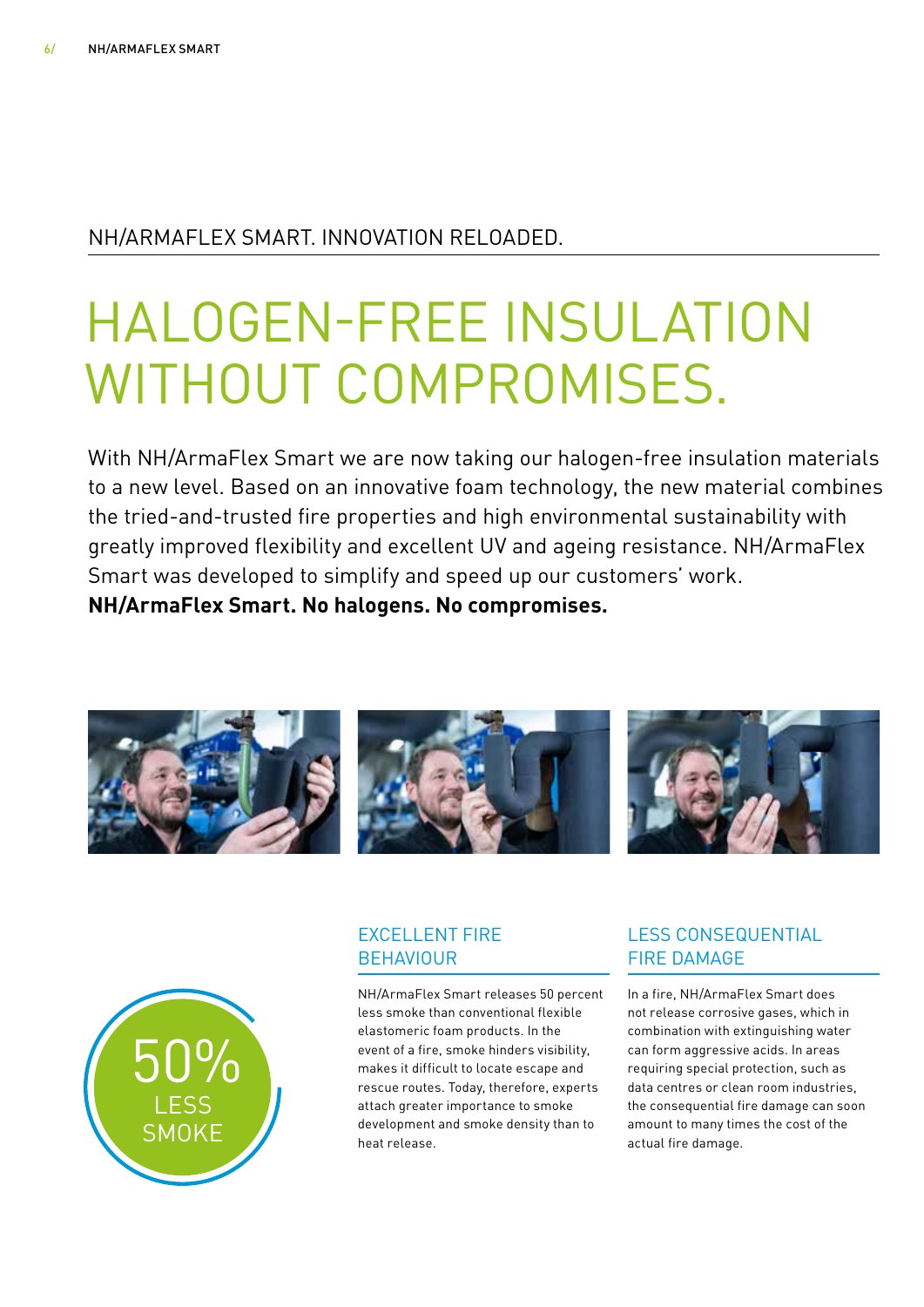NH/ARMAFLEX SMART. INNOVATION RELOADED.

# HALOGEN-FREE INSULATION WITHOUT COMPROMISES.

With NH/ArmaFlex Smart we are now taking our halogen-free insulation materials to a new level. Based on an innovative foam technology, the new material combines the tried-and-trusted fire properties and high environmental sustainability with greatly improved flexibility and excellent UV and ageing resistance. NH/ArmaFlex Smart was developed to simplify and speed up our customers' work.
**NH/ArmaFlex Smart. No halogens. No compromises.**

50%
LESS SMOKE

## EXCELLENT FIRE BEHAVIOUR

NH/ArmaFlex Smart releases 50 percent less smoke than conventional flexible elastomeric foam products. In the event of a fire, smoke hinders visibility, makes it difficult to locate escape and rescue routes. Today, therefore, experts attach greater importance to smoke development and smoke density than to heat release.

## LESS CONSEQUENTIAL FIRE DAMAGE

In a fire, NH/ArmaFlex Smart does not release corrosive gases, which in combination with extinguishing water can form aggressive acids. In areas requiring special protection, such as data centres or clean room industries, the consequential fire damage can soon amount to many times the cost of the actual fire damage.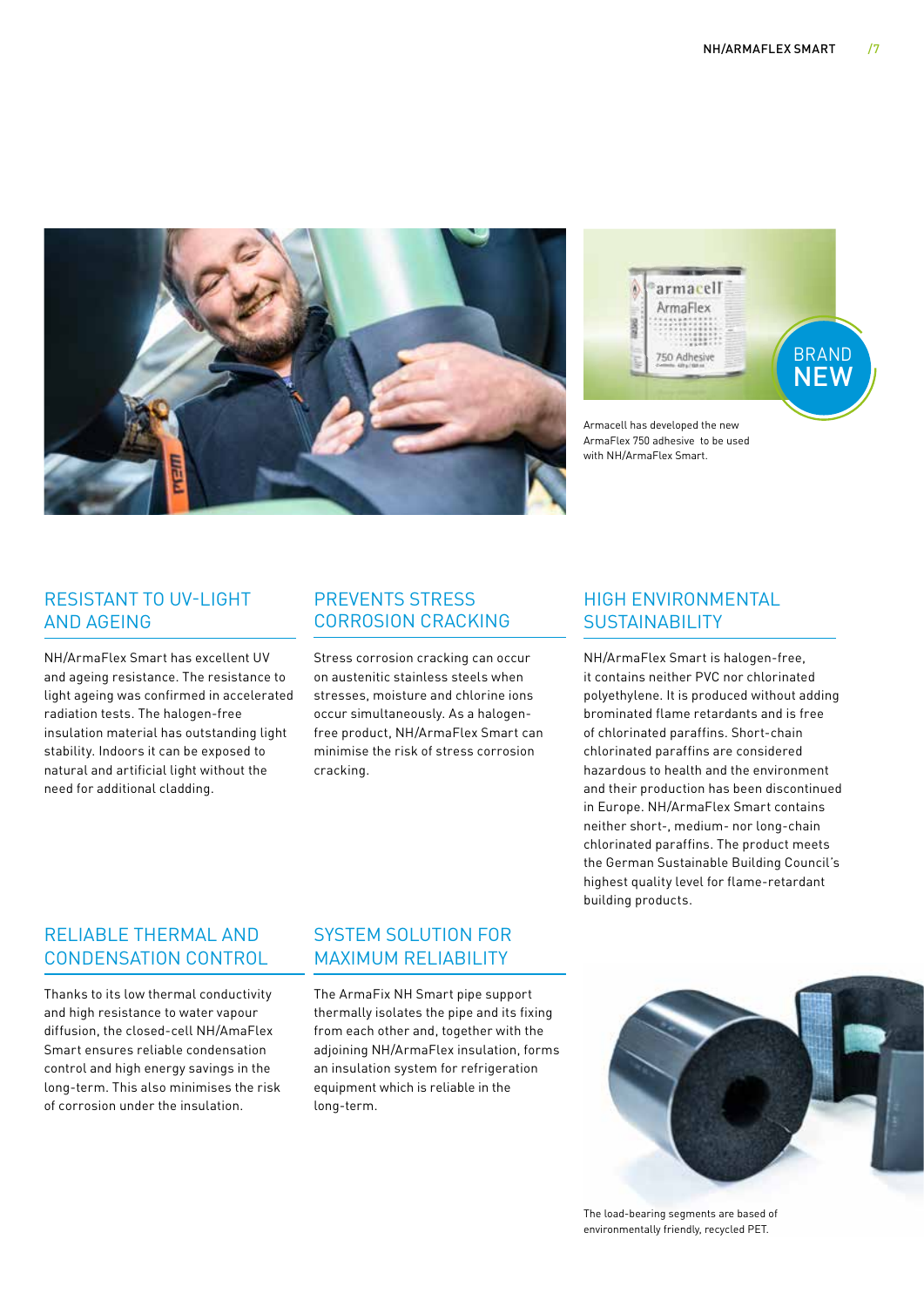Armacell has developed the new ArmaFlex 750 adhesive to be used with NH/ArmaFlex Smart.

## RESISTANT TO UV-LIGHT AND AGEING

NH/ArmaFlex Smart has excellent UV and ageing resistance. The resistance to light ageing was confirmed in accelerated radiation tests. The halogen-free insulation material has outstanding light stability. Indoors it can be exposed to natural and artificial light without the need for additional cladding.

## PREVENTS STRESS CORROSION CRACKING

Stress corrosion cracking can occur on austenitic stainless steels when stresses, moisture and chlorine ions occur simultaneously. As a halogen-free product, NH/ArmaFlex Smart can minimise the risk of stress corrosion cracking.

## HIGH ENVIRONMENTAL SUSTAINABILITY

NH/ArmaFlex Smart is halogen-free, it contains neither PVC nor chlorinated polyethylene. It is produced without adding brominated flame retardants and is free of chlorinated paraffins. Short-chain chlorinated paraffins are considered hazardous to health and the environment and their production has been discontinued in Europe. NH/ArmaFlex Smart contains neither short-, medium- nor long-chain chlorinated paraffins. The product meets the German Sustainable Building Council's highest quality level for flame-retardant building products.

## RELIABLE THERMAL AND CONDENSATION CONTROL

Thanks to its low thermal conductivity and high resistance to water vapour diffusion, the closed-cell NH/AmaFlex Smart ensures reliable condensation control and high energy savings in the long-term. This also minimises the risk of corrosion under the insulation.

## SYSTEM SOLUTION FOR MAXIMUM RELIABILITY

The ArmaFix NH Smart pipe support thermally isolates the pipe and its fixing from each other and, together with the adjoining NH/ArmaFlex insulation, forms an insulation system for refrigeration equipment which is reliable in the long-term.

The load-bearing segments are based of environmentally friendly, recycled PET.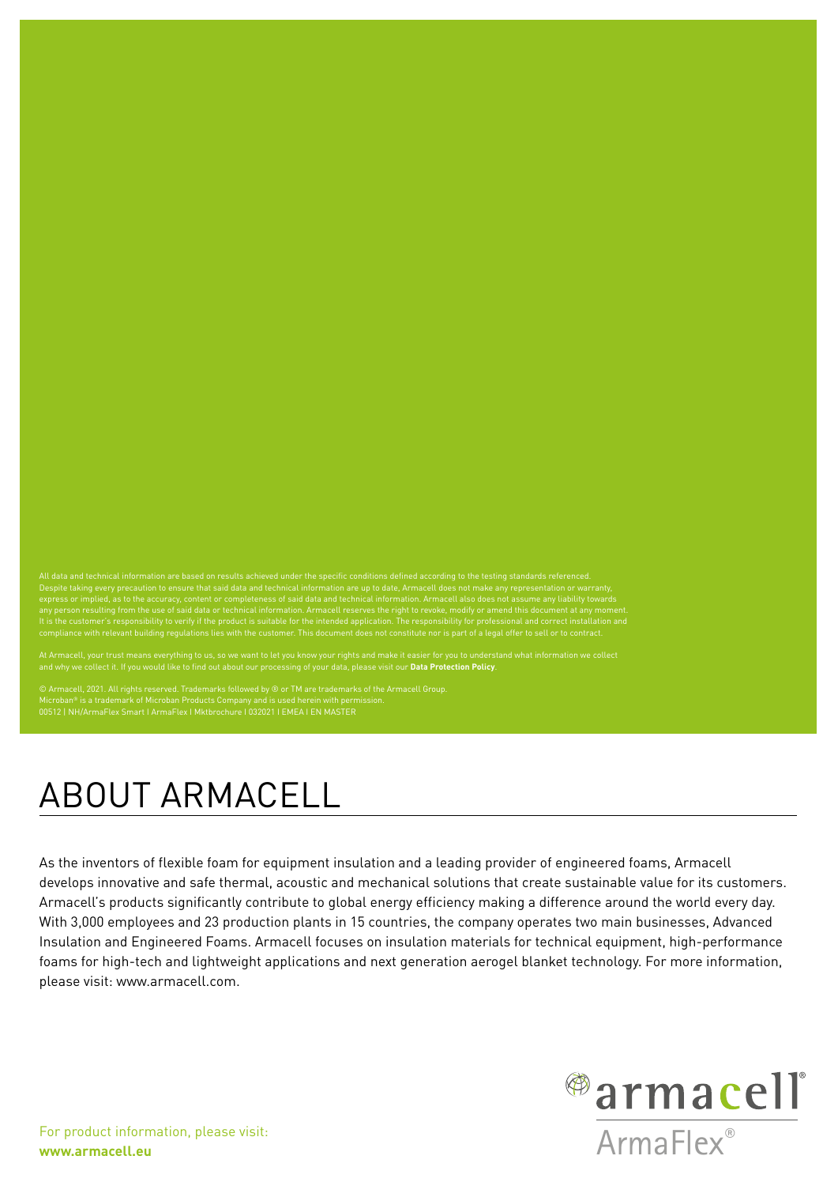All data and technical information are based on results achieved under the specific conditions defined according to the testing standards referenced. Despite taking every precaution to ensure that said data and technical information are up to date, Armacell does not make any representation or warranty, express or implied, as to the accuracy, content or completeness of said data and technical information. Armacell also does not assume any liability towards any person resulting from the use of said data or technical information. Armacell reserves the right to revoke, modify or amend this document at any moment. It is the customer's responsibility to verify if the product is suitable for the intended application. The responsibility for professional and correct installation and compliance with relevant building regulations lies with the customer. This document does not constitute nor is part of a legal offer to sell or to contract.

At Armacell, your trust means everything to us, so we want to let you know your rights and make it easier for you to understand what information we collect and why we collect it. If you would like to find out about our processing of your data, please visit our **Data Protection Policy**.

© Armacell, 2021. All rights reserved. Trademarks followed by ® or TM are trademarks of the Armacell Group.
Microban® is a trademark of Microban Products Company and is used herein with permission.
00512 | NH/ArmaFlex Smart I ArmaFlex I Mktbrochure I 032021 I EMEA I EN MASTER

# ABOUT ARMACELL

As the inventors of flexible foam for equipment insulation and a leading provider of engineered foams, Armacell develops innovative and safe thermal, acoustic and mechanical solutions that create sustainable value for its customers. Armacell's products significantly contribute to global energy efficiency making a difference around the world every day. With 3,000 employees and 23 production plants in 15 countries, the company operates two main businesses, Advanced Insulation and Engineered Foams. Armacell focuses on insulation materials for technical equipment, high-performance foams for high-tech and lightweight applications and next generation aerogel blanket technology. For more information, please visit: www.armacell.com.

For product information, please visit:
**www.armacell.eu**

armacell®
ArmaFlex®